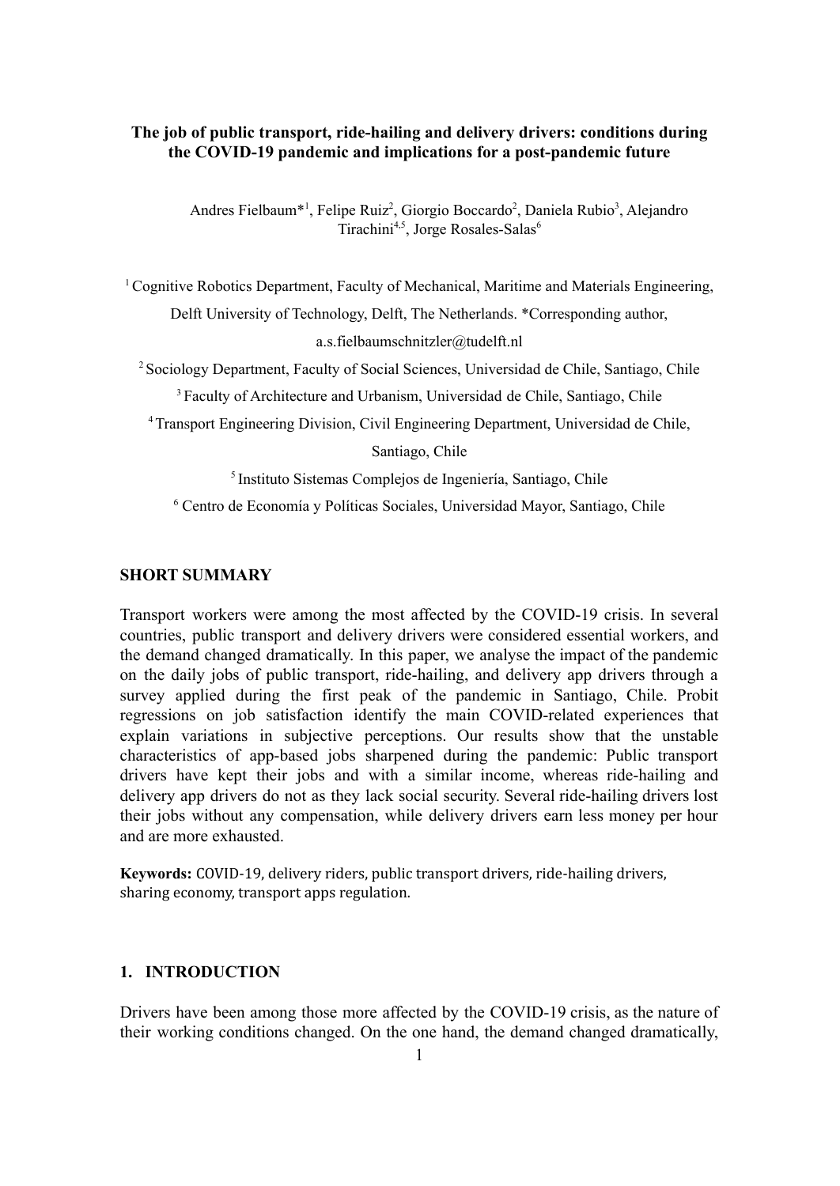# The job of public transport, ride-hailing and delivery drivers: conditions during the COVID-19 pandemic and implications for a post-pandemic future

Andres Fielbaum*[1], Felipe Ruiz[2], Giorgio Boccardo[2], Daniela Rubio[3], Alejandro Tirachini[4,5], Jorge Rosales-Salas[6]

[1] Cognitive Robotics Department, Faculty of Mechanical, Maritime and Materials Engineering, Delft University of Technology, Delft, The Netherlands. *Corresponding author, a.s.fielbaumschnitzler@tudelft.nl

[2] Sociology Department, Faculty of Social Sciences, Universidad de Chile, Santiago, Chile

[3] Faculty of Architecture and Urbanism, Universidad de Chile, Santiago, Chile

[4] Transport Engineering Division, Civil Engineering Department, Universidad de Chile, Santiago, Chile

[5] Instituto Sistemas Complejos de Ingeniería, Santiago, Chile

[6] Centro de Economía y Políticas Sociales, Universidad Mayor, Santiago, Chile

## SHORT SUMMARY

Transport workers were among the most affected by the COVID-19 crisis. In several countries, public transport and delivery drivers were considered essential workers, and the demand changed dramatically. In this paper, we analyse the impact of the pandemic on the daily jobs of public transport, ride-hailing, and delivery app drivers through a survey applied during the first peak of the pandemic in Santiago, Chile. Probit regressions on job satisfaction identify the main COVID-related experiences that explain variations in subjective perceptions. Our results show that the unstable characteristics of app-based jobs sharpened during the pandemic: Public transport drivers have kept their jobs and with a similar income, whereas ride-hailing and delivery app drivers do not as they lack social security. Several ride-hailing drivers lost their jobs without any compensation, while delivery drivers earn less money per hour and are more exhausted.

**Keywords:** COVID-19, delivery riders, public transport drivers, ride-hailing drivers, sharing economy, transport apps regulation.

## 1. INTRODUCTION

Drivers have been among those more affected by the COVID-19 crisis, as the nature of their working conditions changed. On the one hand, the demand changed dramatically,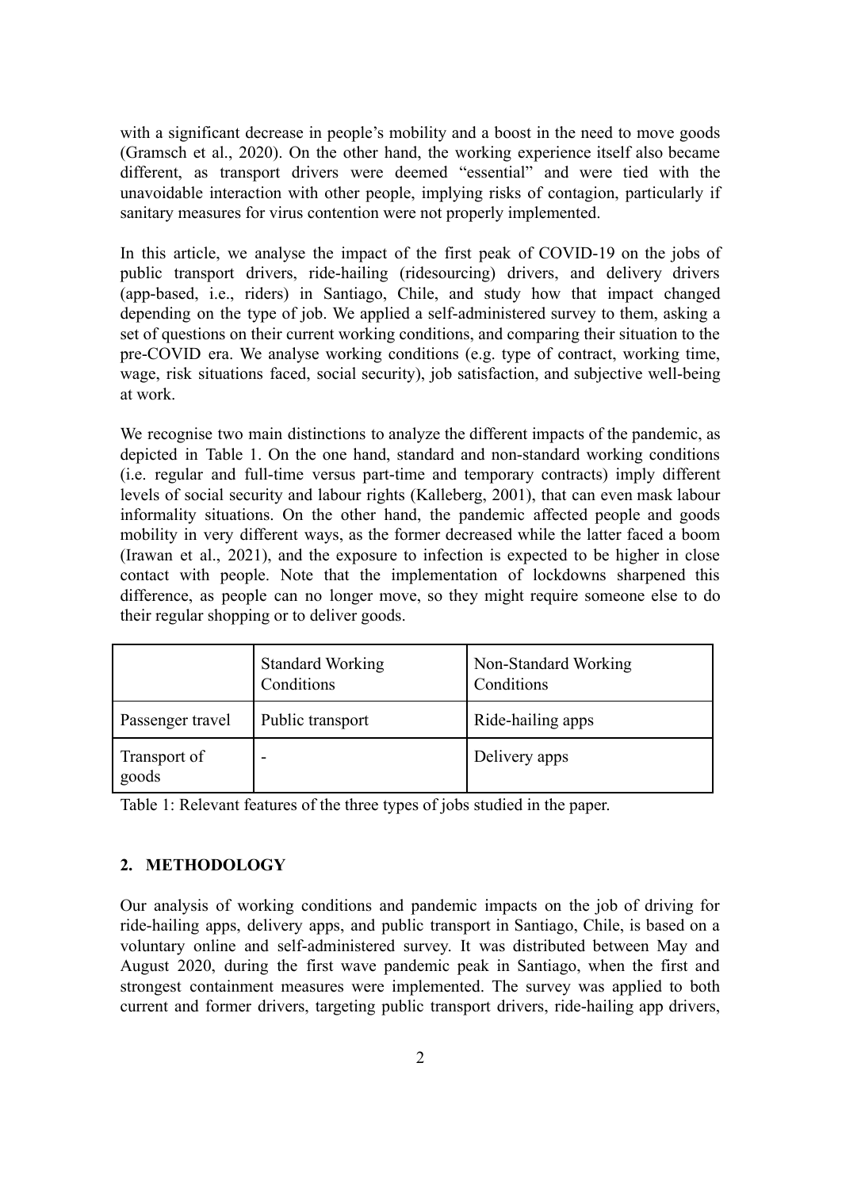with a significant decrease in people's mobility and a boost in the need to move goods (Gramsch et al., 2020). On the other hand, the working experience itself also became different, as transport drivers were deemed "essential" and were tied with the unavoidable interaction with other people, implying risks of contagion, particularly if sanitary measures for virus contention were not properly implemented.

In this article, we analyse the impact of the first peak of COVID-19 on the jobs of public transport drivers, ride-hailing (ridesourcing) drivers, and delivery drivers (app-based, i.e., riders) in Santiago, Chile, and study how that impact changed depending on the type of job. We applied a self-administered survey to them, asking a set of questions on their current working conditions, and comparing their situation to the pre-COVID era. We analyse working conditions (e.g. type of contract, working time, wage, risk situations faced, social security), job satisfaction, and subjective well-being at work.

We recognise two main distinctions to analyze the different impacts of the pandemic, as depicted in Table 1. On the one hand, standard and non-standard working conditions (i.e. regular and full-time versus part-time and temporary contracts) imply different levels of social security and labour rights (Kalleberg, 2001), that can even mask labour informality situations. On the other hand, the pandemic affected people and goods mobility in very different ways, as the former decreased while the latter faced a boom (Irawan et al., 2021), and the exposure to infection is expected to be higher in close contact with people. Note that the implementation of lockdowns sharpened this difference, as people can no longer move, so they might require someone else to do their regular shopping or to deliver goods.

| | Standard Working Conditions | Non-Standard Working Conditions |
|---|---|---|
| Passenger travel | Public transport | Ride-hailing apps |
| Transport of goods | - | Delivery apps |

Table 1: Relevant features of the three types of jobs studied in the paper.

## 2. METHODOLOGY

Our analysis of working conditions and pandemic impacts on the job of driving for ride-hailing apps, delivery apps, and public transport in Santiago, Chile, is based on a voluntary online and self-administered survey. It was distributed between May and August 2020, during the first wave pandemic peak in Santiago, when the first and strongest containment measures were implemented. The survey was applied to both current and former drivers, targeting public transport drivers, ride-hailing app drivers,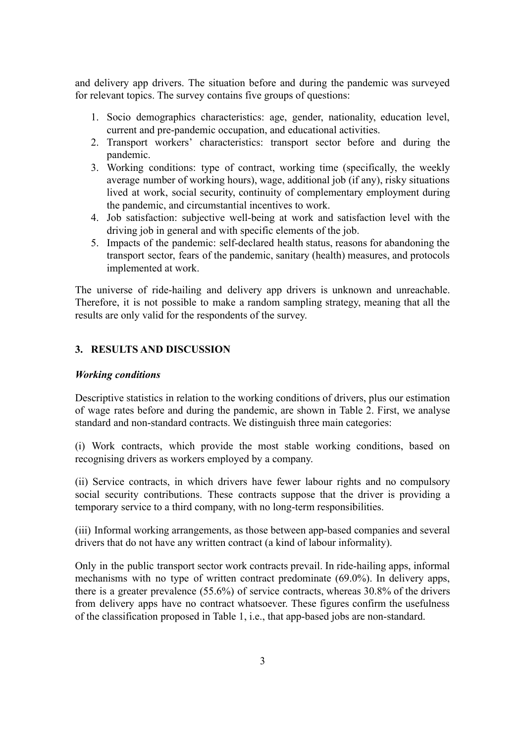and delivery app drivers. The situation before and during the pandemic was surveyed for relevant topics. The survey contains five groups of questions:

1. Socio demographics characteristics: age, gender, nationality, education level, current and pre-pandemic occupation, and educational activities.
2. Transport workers' characteristics: transport sector before and during the pandemic.
3. Working conditions: type of contract, working time (specifically, the weekly average number of working hours), wage, additional job (if any), risky situations lived at work, social security, continuity of complementary employment during the pandemic, and circumstantial incentives to work.
4. Job satisfaction: subjective well-being at work and satisfaction level with the driving job in general and with specific elements of the job.
5. Impacts of the pandemic: self-declared health status, reasons for abandoning the transport sector, fears of the pandemic, sanitary (health) measures, and protocols implemented at work.

The universe of ride-hailing and delivery app drivers is unknown and unreachable. Therefore, it is not possible to make a random sampling strategy, meaning that all the results are only valid for the respondents of the survey.

## 3. RESULTS AND DISCUSSION

### *Working conditions*

Descriptive statistics in relation to the working conditions of drivers, plus our estimation of wage rates before and during the pandemic, are shown in Table 2. First, we analyse standard and non-standard contracts. We distinguish three main categories:

(i) Work contracts, which provide the most stable working conditions, based on recognising drivers as workers employed by a company.

(ii) Service contracts, in which drivers have fewer labour rights and no compulsory social security contributions. These contracts suppose that the driver is providing a temporary service to a third company, with no long-term responsibilities.

(iii) Informal working arrangements, as those between app-based companies and several drivers that do not have any written contract (a kind of labour informality).

Only in the public transport sector work contracts prevail. In ride-hailing apps, informal mechanisms with no type of written contract predominate (69.0%). In delivery apps, there is a greater prevalence (55.6%) of service contracts, whereas 30.8% of the drivers from delivery apps have no contract whatsoever. These figures confirm the usefulness of the classification proposed in Table 1, i.e., that app-based jobs are non-standard.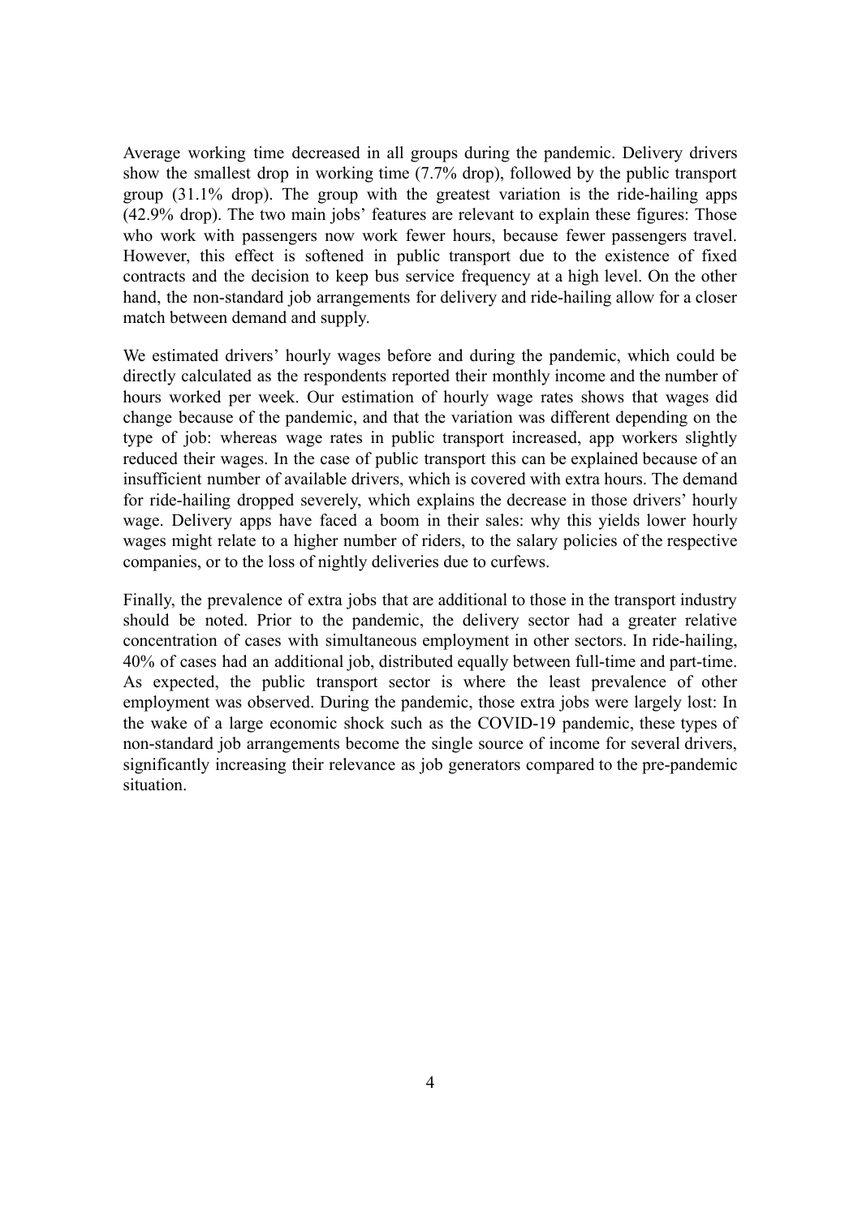Average working time decreased in all groups during the pandemic. Delivery drivers show the smallest drop in working time (7.7% drop), followed by the public transport group (31.1% drop). The group with the greatest variation is the ride-hailing apps (42.9% drop). The two main jobs' features are relevant to explain these figures: Those who work with passengers now work fewer hours, because fewer passengers travel. However, this effect is softened in public transport due to the existence of fixed contracts and the decision to keep bus service frequency at a high level. On the other hand, the non-standard job arrangements for delivery and ride-hailing allow for a closer match between demand and supply.

We estimated drivers' hourly wages before and during the pandemic, which could be directly calculated as the respondents reported their monthly income and the number of hours worked per week. Our estimation of hourly wage rates shows that wages did change because of the pandemic, and that the variation was different depending on the type of job: whereas wage rates in public transport increased, app workers slightly reduced their wages. In the case of public transport this can be explained because of an insufficient number of available drivers, which is covered with extra hours. The demand for ride-hailing dropped severely, which explains the decrease in those drivers' hourly wage. Delivery apps have faced a boom in their sales: why this yields lower hourly wages might relate to a higher number of riders, to the salary policies of the respective companies, or to the loss of nightly deliveries due to curfews.

Finally, the prevalence of extra jobs that are additional to those in the transport industry should be noted. Prior to the pandemic, the delivery sector had a greater relative concentration of cases with simultaneous employment in other sectors. In ride-hailing, 40% of cases had an additional job, distributed equally between full-time and part-time. As expected, the public transport sector is where the least prevalence of other employment was observed. During the pandemic, those extra jobs were largely lost: In the wake of a large economic shock such as the COVID-19 pandemic, these types of non-standard job arrangements become the single source of income for several drivers, significantly increasing their relevance as job generators compared to the pre-pandemic situation.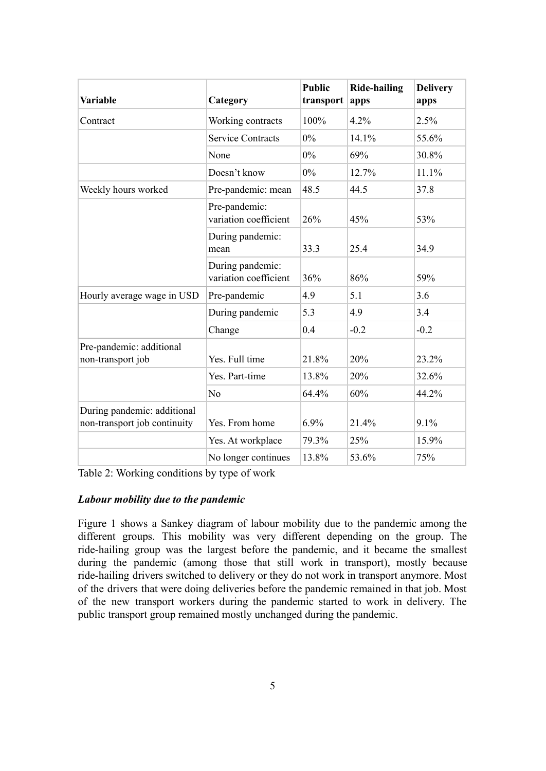| Variable | Category | Public transport | Ride-hailing apps | Delivery apps |
|---|---|---|---|---|
| Contract | Working contracts | 100% | 4.2% | 2.5% |
| | Service Contracts | 0% | 14.1% | 55.6% |
| | None | 0% | 69% | 30.8% |
| | Doesn't know | 0% | 12.7% | 11.1% |
| Weekly hours worked | Pre-pandemic: mean | 48.5 | 44.5 | 37.8 |
| | Pre-pandemic: variation coefficient | 26% | 45% | 53% |
| | During pandemic: mean | 33.3 | 25.4 | 34.9 |
| | During pandemic: variation coefficient | 36% | 86% | 59% |
| Hourly average wage in USD | Pre-pandemic | 4.9 | 5.1 | 3.6 |
| | During pandemic | 5.3 | 4.9 | 3.4 |
| | Change | 0.4 | -0.2 | -0.2 |
| Pre-pandemic: additional non-transport job | Yes. Full time | 21.8% | 20% | 23.2% |
| | Yes. Part-time | 13.8% | 20% | 32.6% |
| | No | 64.4% | 60% | 44.2% |
| During pandemic: additional non-transport job continuity | Yes. From home | 6.9% | 21.4% | 9.1% |
| | Yes. At workplace | 79.3% | 25% | 15.9% |
| | No longer continues | 13.8% | 53.6% | 75% |

Table 2: Working conditions by type of work

***Labour mobility due to the pandemic***

Figure 1 shows a Sankey diagram of labour mobility due to the pandemic among the different groups. This mobility was very different depending on the group. The ride-hailing group was the largest before the pandemic, and it became the smallest during the pandemic (among those that still work in transport), mostly because ride-hailing drivers switched to delivery or they do not work in transport anymore. Most of the drivers that were doing deliveries before the pandemic remained in that job. Most of the new transport workers during the pandemic started to work in delivery. The public transport group remained mostly unchanged during the pandemic.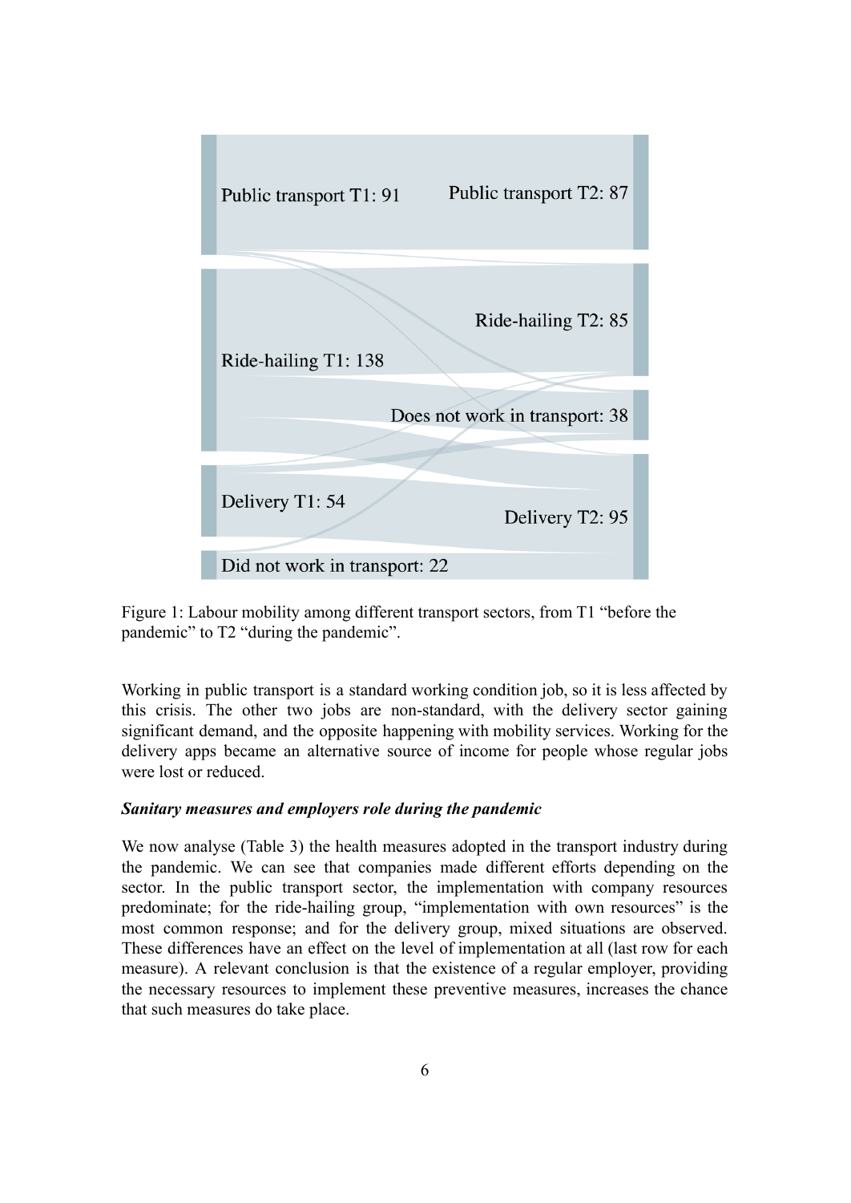Figure 1: Labour mobility among different transport sectors, from T1 "before the pandemic" to T2 "during the pandemic".

Working in public transport is a standard working condition job, so it is less affected by this crisis. The other two jobs are non-standard, with the delivery sector gaining significant demand, and the opposite happening with mobility services. Working for the delivery apps became an alternative source of income for people whose regular jobs were lost or reduced.

***Sanitary measures and employers role during the pandemic***

We now analyse (Table 3) the health measures adopted in the transport industry during the pandemic. We can see that companies made different efforts depending on the sector. In the public transport sector, the implementation with company resources predominate; for the ride-hailing group, "implementation with own resources" is the most common response; and for the delivery group, mixed situations are observed. These differences have an effect on the level of implementation at all (last row for each measure). A relevant conclusion is that the existence of a regular employer, providing the necessary resources to implement these preventive measures, increases the chance that such measures do take place.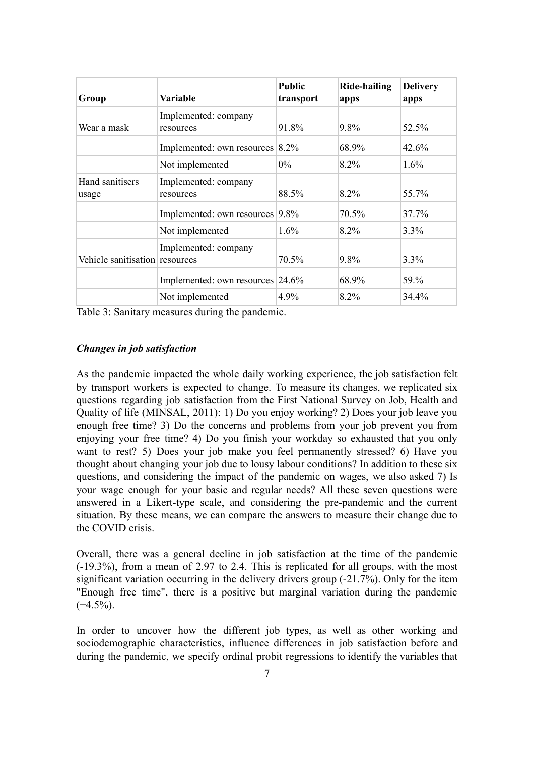| Group | Variable | Public transport | Ride-hailing apps | Delivery apps |
|---|---|---|---|---|
| Wear a mask | Implemented: company resources | 91.8% | 9.8% | 52.5% |
| | Implemented: own resources | 8.2% | 68.9% | 42.6% |
| | Not implemented | 0% | 8.2% | 1.6% |
| Hand sanitisers usage | Implemented: company resources | 88.5% | 8.2% | 55.7% |
| | Implemented: own resources | 9.8% | 70.5% | 37.7% |
| | Not implemented | 1.6% | 8.2% | 3.3% |
| Vehicle sanitisation | Implemented: company resources | 70.5% | 9.8% | 3.3% |
| | Implemented: own resources | 24.6% | 68.9% | 59.% |
| | Not implemented | 4.9% | 8.2% | 34.4% |

Table 3: Sanitary measures during the pandemic.

### *Changes in job satisfaction*

As the pandemic impacted the whole daily working experience, the job satisfaction felt by transport workers is expected to change. To measure its changes, we replicated six questions regarding job satisfaction from the First National Survey on Job, Health and Quality of life (MINSAL, 2011): 1) Do you enjoy working? 2) Does your job leave you enough free time? 3) Do the concerns and problems from your job prevent you from enjoying your free time? 4) Do you finish your workday so exhausted that you only want to rest? 5) Does your job make you feel permanently stressed? 6) Have you thought about changing your job due to lousy labour conditions? In addition to these six questions, and considering the impact of the pandemic on wages, we also asked 7) Is your wage enough for your basic and regular needs? All these seven questions were answered in a Likert-type scale, and considering the pre-pandemic and the current situation. By these means, we can compare the answers to measure their change due to the COVID crisis.

Overall, there was a general decline in job satisfaction at the time of the pandemic (-19.3%), from a mean of 2.97 to 2.4. This is replicated for all groups, with the most significant variation occurring in the delivery drivers group (-21.7%). Only for the item "Enough free time", there is a positive but marginal variation during the pandemic (+4.5%).

In order to uncover how the different job types, as well as other working and sociodemographic characteristics, influence differences in job satisfaction before and during the pandemic, we specify ordinal probit regressions to identify the variables that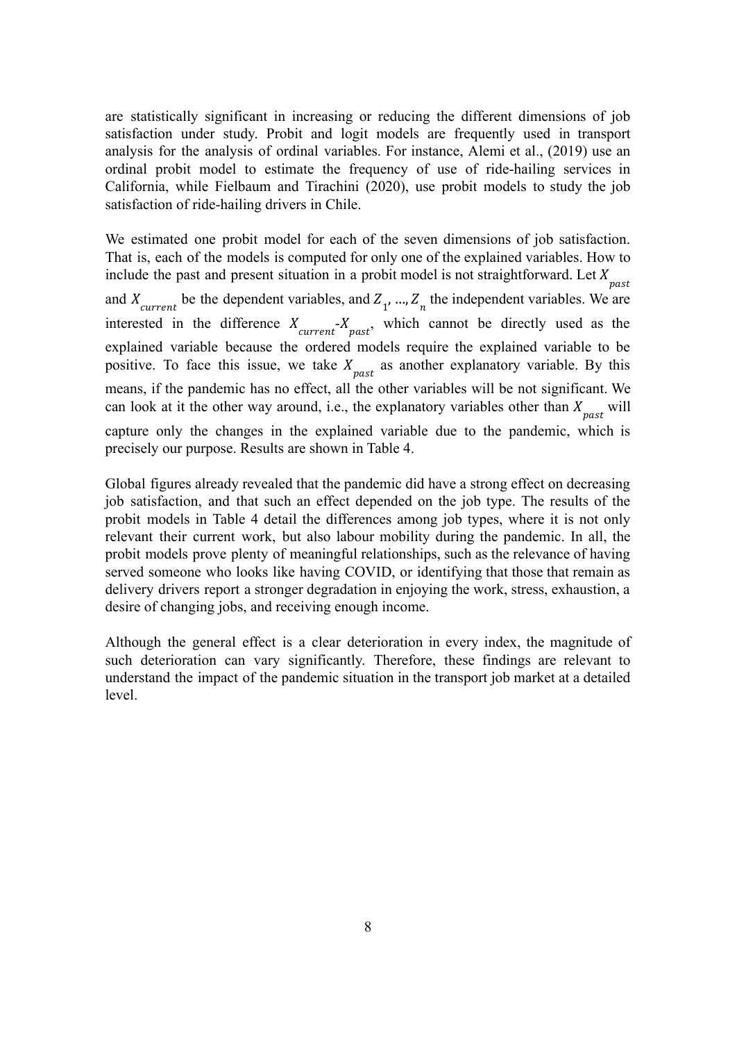are statistically significant in increasing or reducing the different dimensions of job satisfaction under study. Probit and logit models are frequently used in transport analysis for the analysis of ordinal variables. For instance, Alemi et al., (2019) use an ordinal probit model to estimate the frequency of use of ride-hailing services in California, while Fielbaum and Tirachini (2020), use probit models to study the job satisfaction of ride-hailing drivers in Chile.

We estimated one probit model for each of the seven dimensions of job satisfaction. That is, each of the models is computed for only one of the explained variables. How to include the past and present situation in a probit model is not straightforward. Let $X_{past}$ and $X_{current}$ be the dependent variables, and $Z_1, ..., Z_n$ the independent variables. We are interested in the difference $X_{current}$-$X_{past}$, which cannot be directly used as the explained variable because the ordered models require the explained variable to be positive. To face this issue, we take $X_{past}$ as another explanatory variable. By this means, if the pandemic has no effect, all the other variables will be not significant. We can look at it the other way around, i.e., the explanatory variables other than $X_{past}$ will capture only the changes in the explained variable due to the pandemic, which is precisely our purpose. Results are shown in Table 4.

Global figures already revealed that the pandemic did have a strong effect on decreasing job satisfaction, and that such an effect depended on the job type. The results of the probit models in Table 4 detail the differences among job types, where it is not only relevant their current work, but also labour mobility during the pandemic. In all, the probit models prove plenty of meaningful relationships, such as the relevance of having served someone who looks like having COVID, or identifying that those that remain as delivery drivers report a stronger degradation in enjoying the work, stress, exhaustion, a desire of changing jobs, and receiving enough income.

Although the general effect is a clear deterioration in every index, the magnitude of such deterioration can vary significantly. Therefore, these findings are relevant to understand the impact of the pandemic situation in the transport job market at a detailed level.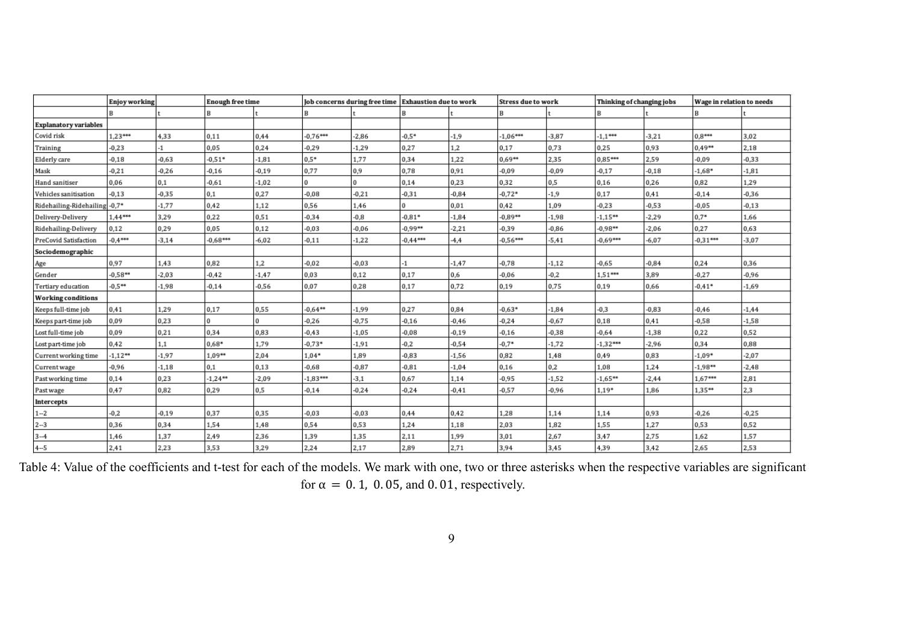| | Enjoy working | | Enough free time | | Job concerns during free time | | Exhaustion due to work | | Stress due to work | | Thinking of changing jobs | | Wage in relation to needs | |
|---|---|---|---|---|---|---|---|---|---|---|---|---|---|---|
| | B | t | B | t | B | t | B | t | B | t | B | t | B | t |
| **Explanatory variables** | | | | | | | | | | | | | | |
| Covid risk | 1,23*** | 4,33 | 0,11 | 0,44 | -0,76*** | -2,86 | -0,5* | -1,9 | -1,06*** | -3,87 | -1,1*** | -3,21 | 0,8*** | 3,02 |
| Training | -0,23 | -1 | 0,05 | 0,24 | -0,29 | -1,29 | 0,27 | 1,2 | 0,17 | 0,73 | 0,25 | 0,93 | 0,49** | 2,18 |
| Elderly care | -0,18 | -0,63 | -0,51* | -1,81 | 0,5* | 1,77 | 0,34 | 1,22 | 0,69** | 2,35 | 0,85*** | 2,59 | -0,09 | -0,33 |
| Mask | -0,21 | -0,26 | -0,16 | -0,19 | 0,77 | 0,9 | 0,78 | 0,91 | -0,09 | -0,09 | -0,17 | -0,18 | -1,68* | -1,81 |
| Hand sanitiser | 0,06 | 0,1 | -0,61 | -1,02 | 0 | 0 | 0,14 | 0,23 | 0,32 | 0,5 | 0,16 | 0,26 | 0,82 | 1,29 |
| Vehicles sanitisation | -0,13 | -0,35 | 0,1 | 0,27 | -0,08 | -0,21 | -0,31 | -0,84 | -0,72* | -1,9 | 0,17 | 0,41 | -0,14 | -0,36 |
| Ridehailing-Ridehailing | -0,7* | -1,77 | 0,42 | 1,12 | 0,56 | 1,46 | 0 | 0,01 | 0,42 | 1,09 | -0,23 | -0,53 | -0,05 | -0,13 |
| Delivery-Delivery | 1,44*** | 3,29 | 0,22 | 0,51 | -0,34 | -0,8 | -0,81* | -1,84 | -0,89** | -1,98 | -1,15** | -2,29 | 0,7* | 1,66 |
| Ridehailing-Delivery | 0,12 | 0,29 | 0,05 | 0,12 | -0,03 | -0,06 | -0,99** | -2,21 | -0,39 | -0,86 | -0,98** | -2,06 | 0,27 | 0,63 |
| PreCovid Satisfaction | -0,4*** | -3,14 | -0,68*** | -6,02 | -0,11 | -1,22 | -0,44*** | -4,4 | -0,56*** | -5,41 | -0,69*** | -6,07 | -0,31*** | -3,07 |
| **Sociodemographic** | | | | | | | | | | | | | | |
| Age | 0,97 | 1,43 | 0,82 | 1,2 | -0,02 | -0,03 | -1 | -1,47 | -0,78 | -1,12 | -0,65 | -0,84 | 0,24 | 0,36 |
| Gender | -0,58** | -2,03 | -0,42 | -1,47 | 0,03 | 0,12 | 0,17 | 0,6 | -0,06 | -0,2 | 1,51*** | 3,89 | -0,27 | -0,96 |
| Tertiary education | -0,5** | -1,98 | -0,14 | -0,56 | 0,07 | 0,28 | 0,17 | 0,72 | 0,19 | 0,75 | 0,19 | 0,66 | -0,41* | -1,69 |
| **Working conditions** | | | | | | | | | | | | | | |
| Keeps full-time job | 0,41 | 1,29 | 0,17 | 0,55 | -0,64** | -1,99 | 0,27 | 0,84 | -0,63* | -1,84 | -0,3 | -0,83 | -0,46 | -1,44 |
| Keeps part-time job | 0,09 | 0,23 | 0 | 0 | -0,26 | -0,75 | -0,16 | -0,46 | -0,24 | -0,67 | 0,18 | 0,41 | -0,58 | -1,58 |
| Lost full-time job | 0,09 | 0,21 | 0,34 | 0,83 | -0,43 | -1,05 | -0,08 | -0,19 | -0,16 | -0,38 | -0,64 | -1,38 | 0,22 | 0,52 |
| Lost part-time job | 0,42 | 1,1 | 0,68* | 1,79 | -0,73* | -1,91 | -0,2 | -0,54 | -0,7* | -1,72 | -1,32*** | -2,96 | 0,34 | 0,88 |
| Current working time | -1,12** | -1,97 | 1,09** | 2,04 | 1,04* | 1,89 | -0,83 | -1,56 | 0,82 | 1,48 | 0,49 | 0,83 | -1,09* | -2,07 |
| Current wage | -0,96 | -1,18 | 0,1 | 0,13 | -0,68 | -0,87 | -0,81 | -1,04 | 0,16 | 0,2 | 1,08 | 1,24 | -1,98** | -2,48 |
| Past working time | 0,14 | 0,23 | -1,24** | -2,09 | -1,83*** | -3,1 | 0,67 | 1,14 | -0,95 | -1,52 | -1,65** | -2,44 | 1,67*** | 2,81 |
| Past wage | 0,47 | 0,82 | 0,29 | 0,5 | -0,14 | -0,24 | -0,24 | -0,41 | -0,57 | -0,96 | 1,19* | 1,86 | 1,35** | 2,3 |
| **Intercepts** | | | | | | | | | | | | | | |
| 1–2 | -0,2 | -0,19 | 0,37 | 0,35 | -0,03 | -0,03 | 0,44 | 0,42 | 1,28 | 1,14 | 1,14 | 0,93 | -0,26 | -0,25 |
| 2–3 | 0,36 | 0,34 | 1,54 | 1,48 | 0,54 | 0,53 | 1,24 | 1,18 | 2,03 | 1,82 | 1,55 | 1,27 | 0,53 | 0,52 |
| 3–4 | 1,46 | 1,37 | 2,49 | 2,36 | 1,39 | 1,35 | 2,11 | 1,99 | 3,01 | 2,67 | 3,47 | 2,75 | 1,62 | 1,57 |
| 4–5 | 2,41 | 2,23 | 3,53 | 3,29 | 2,24 | 2,17 | 2,89 | 2,71 | 3,94 | 3,45 | 4,39 | 3,42 | 2,65 | 2,53 |

Table 4: Value of the coefficients and t-test for each of the models. We mark with one, two or three asterisks when the respective variables are significant for $\alpha = 0.1,\ 0.05$, and $0.01$, respectively.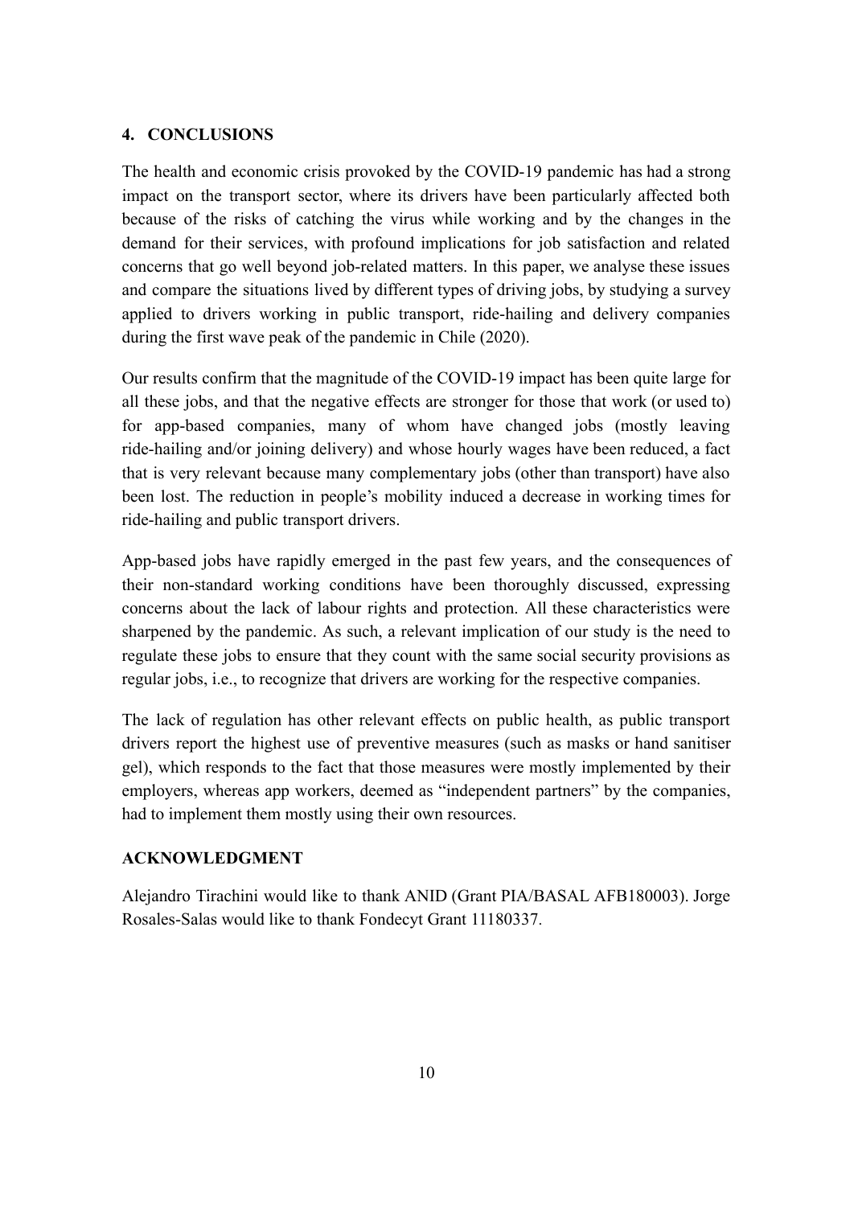## 4. CONCLUSIONS

The health and economic crisis provoked by the COVID-19 pandemic has had a strong impact on the transport sector, where its drivers have been particularly affected both because of the risks of catching the virus while working and by the changes in the demand for their services, with profound implications for job satisfaction and related concerns that go well beyond job-related matters. In this paper, we analyse these issues and compare the situations lived by different types of driving jobs, by studying a survey applied to drivers working in public transport, ride-hailing and delivery companies during the first wave peak of the pandemic in Chile (2020).

Our results confirm that the magnitude of the COVID-19 impact has been quite large for all these jobs, and that the negative effects are stronger for those that work (or used to) for app-based companies, many of whom have changed jobs (mostly leaving ride-hailing and/or joining delivery) and whose hourly wages have been reduced, a fact that is very relevant because many complementary jobs (other than transport) have also been lost. The reduction in people's mobility induced a decrease in working times for ride-hailing and public transport drivers.

App-based jobs have rapidly emerged in the past few years, and the consequences of their non-standard working conditions have been thoroughly discussed, expressing concerns about the lack of labour rights and protection. All these characteristics were sharpened by the pandemic. As such, a relevant implication of our study is the need to regulate these jobs to ensure that they count with the same social security provisions as regular jobs, i.e., to recognize that drivers are working for the respective companies.

The lack of regulation has other relevant effects on public health, as public transport drivers report the highest use of preventive measures (such as masks or hand sanitiser gel), which responds to the fact that those measures were mostly implemented by their employers, whereas app workers, deemed as "independent partners" by the companies, had to implement them mostly using their own resources.

## ACKNOWLEDGMENT

Alejandro Tirachini would like to thank ANID (Grant PIA/BASAL AFB180003). Jorge Rosales-Salas would like to thank Fondecyt Grant 11180337.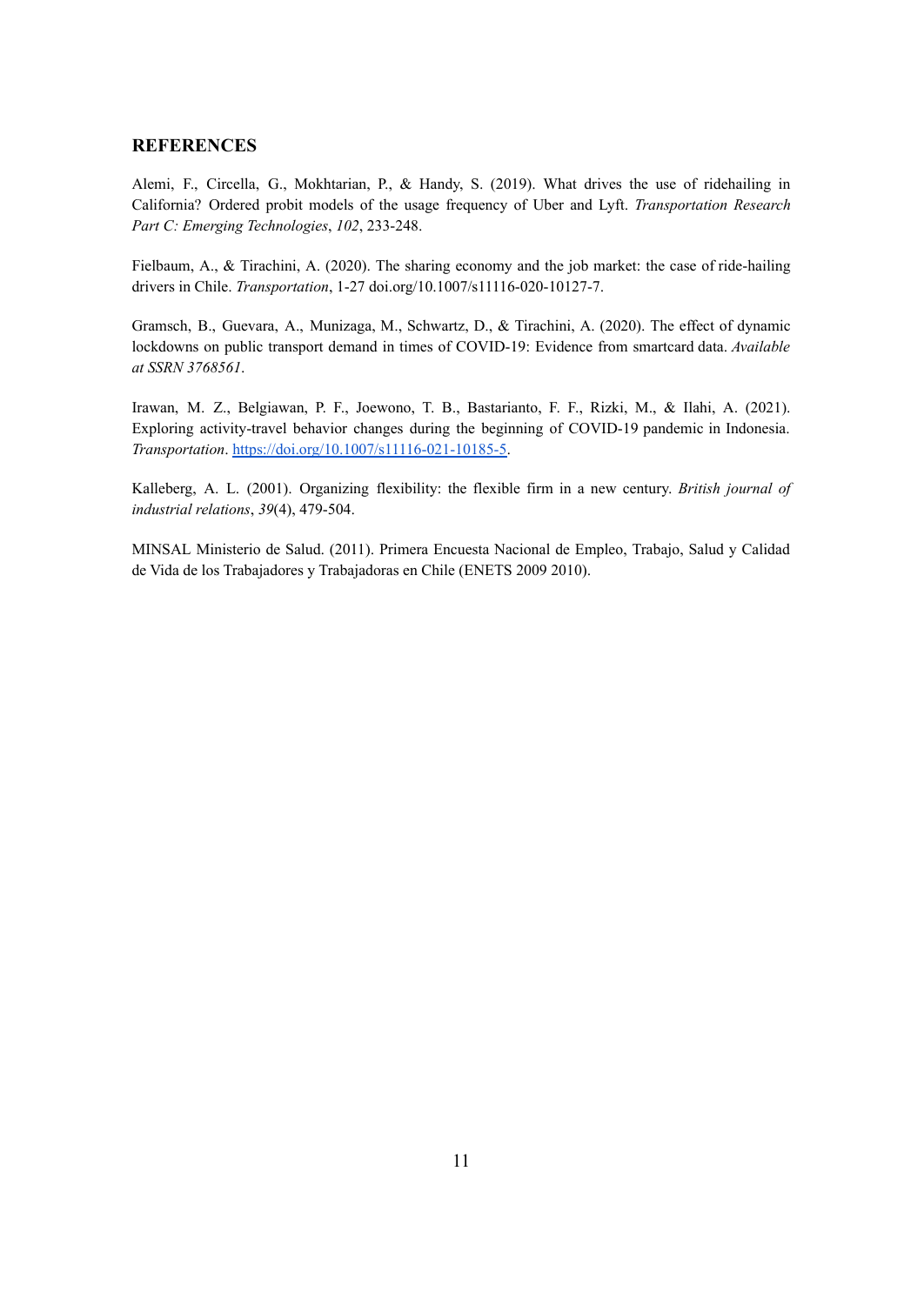## REFERENCES

Alemi, F., Circella, G., Mokhtarian, P., & Handy, S. (2019). What drives the use of ridehailing in California? Ordered probit models of the usage frequency of Uber and Lyft. *Transportation Research Part C: Emerging Technologies*, *102*, 233-248.

Fielbaum, A., & Tirachini, A. (2020). The sharing economy and the job market: the case of ride-hailing drivers in Chile. *Transportation*, 1-27 doi.org/10.1007/s11116-020-10127-7.

Gramsch, B., Guevara, A., Munizaga, M., Schwartz, D., & Tirachini, A. (2020). The effect of dynamic lockdowns on public transport demand in times of COVID-19: Evidence from smartcard data. *Available at SSRN 3768561*.

Irawan, M. Z., Belgiawan, P. F., Joewono, T. B., Bastarianto, F. F., Rizki, M., & Ilahi, A. (2021). Exploring activity-travel behavior changes during the beginning of COVID-19 pandemic in Indonesia. *Transportation*. https://doi.org/10.1007/s11116-021-10185-5.

Kalleberg, A. L. (2001). Organizing flexibility: the flexible firm in a new century. *British journal of industrial relations*, *39*(4), 479-504.

MINSAL Ministerio de Salud. (2011). Primera Encuesta Nacional de Empleo, Trabajo, Salud y Calidad de Vida de los Trabajadores y Trabajadoras en Chile (ENETS 2009 2010).